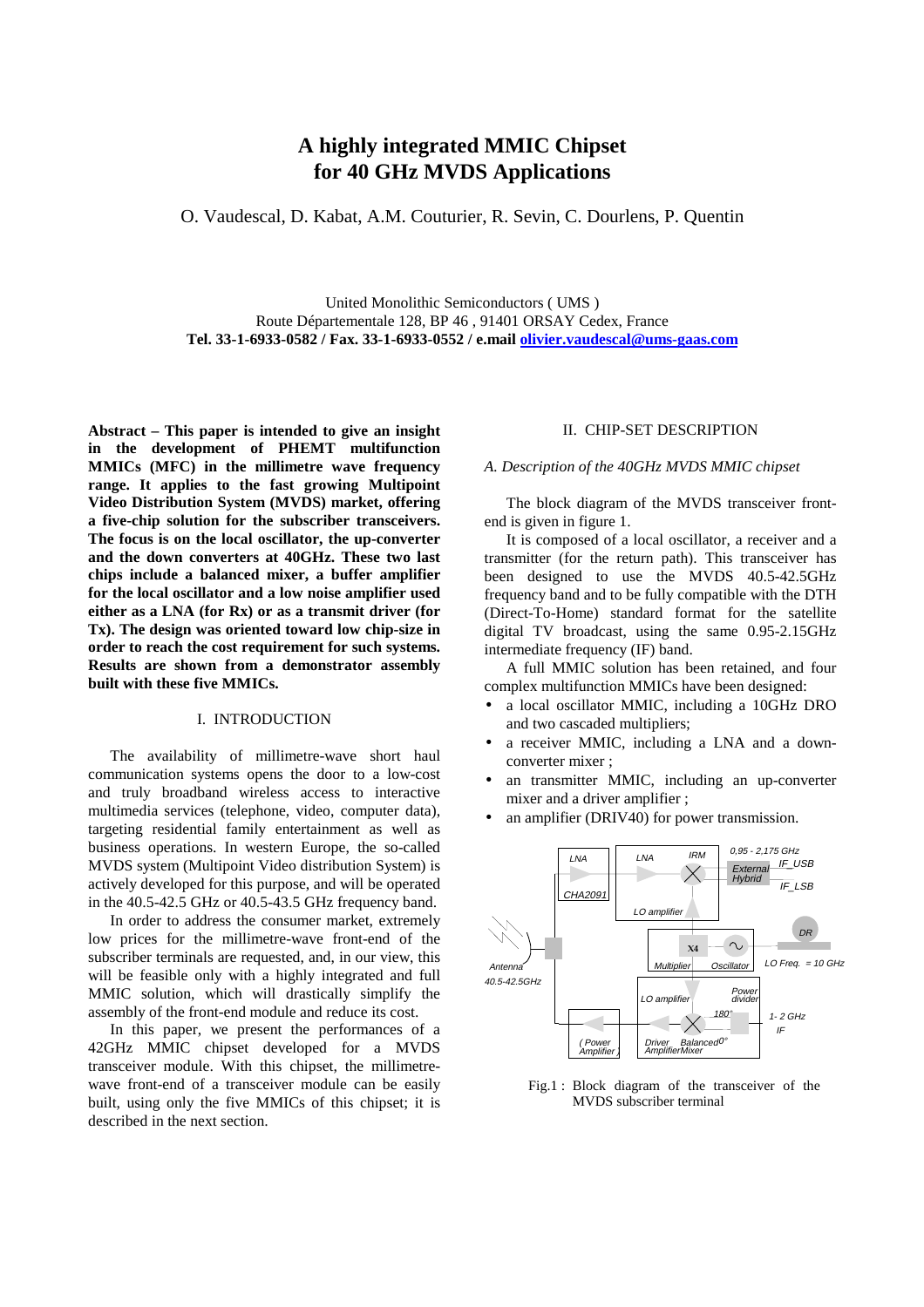# A highly integrated MMIC Chipset for 40 GHz MVDS Applications

O. Vaudescal, D. Kabat, A.M. Couturier, R. Sevin, C. Dourlens, P. Quentin

United Monolithic Semiconductors ( UMS )
Route Départementale 128, BP 46 , 91401 ORSAY Cedex, France
**Tel. 33-1-6933-0582 / Fax. 33-1-6933-0552 / e.mail olivier.vaudescal@ums-gaas.com**

**Abstract – This paper is intended to give an insight in the development of PHEMT multifunction MMICs (MFC) in the millimetre wave frequency range. It applies to the fast growing Multipoint Video Distribution System (MVDS) market, offering a five-chip solution for the subscriber transceivers. The focus is on the local oscillator, the up-converter and the down converters at 40GHz. These two last chips include a balanced mixer, a buffer amplifier for the local oscillator and a low noise amplifier used either as a LNA (for Rx) or as a transmit driver (for Tx). The design was oriented toward low chip-size in order to reach the cost requirement for such systems. Results are shown from a demonstrator assembly built with these five MMICs.**

## I. INTRODUCTION

The availability of millimetre-wave short haul communication systems opens the door to a low-cost and truly broadband wireless access to interactive multimedia services (telephone, video, computer data), targeting residential family entertainment as well as business operations. In western Europe, the so-called MVDS system (Multipoint Video distribution System) is actively developed for this purpose, and will be operated in the 40.5-42.5 GHz or 40.5-43.5 GHz frequency band.

In order to address the consumer market, extremely low prices for the millimetre-wave front-end of the subscriber terminals are requested, and, in our view, this will be feasible only with a highly integrated and full MMIC solution, which will drastically simplify the assembly of the front-end module and reduce its cost.

In this paper, we present the performances of a 42GHz MMIC chipset developed for a MVDS transceiver module. With this chipset, the millimetre-wave front-end of a transceiver module can be easily built, using only the five MMICs of this chipset; it is described in the next section.

## II. CHIP-SET DESCRIPTION

### *A. Description of the 40GHz MVDS MMIC chipset*

The block diagram of the MVDS transceiver front-end is given in figure 1.

It is composed of a local oscillator, a receiver and a transmitter (for the return path). This transceiver has been designed to use the MVDS 40.5-42.5GHz frequency band and to be fully compatible with the DTH (Direct-To-Home) standard format for the satellite digital TV broadcast, using the same 0.95-2.15GHz intermediate frequency (IF) band.

A full MMIC solution has been retained, and four complex multifunction MMICs have been designed:

- a local oscillator MMIC, including a 10GHz DRO and two cascaded multipliers;
- a receiver MMIC, including a LNA and a down-converter mixer ;
- an transmitter MMIC, including an up-converter mixer and a driver amplifier ;
- an amplifier (DRIV40) for power transmission.

Fig.1 : Block diagram of the transceiver of the MVDS subscriber terminal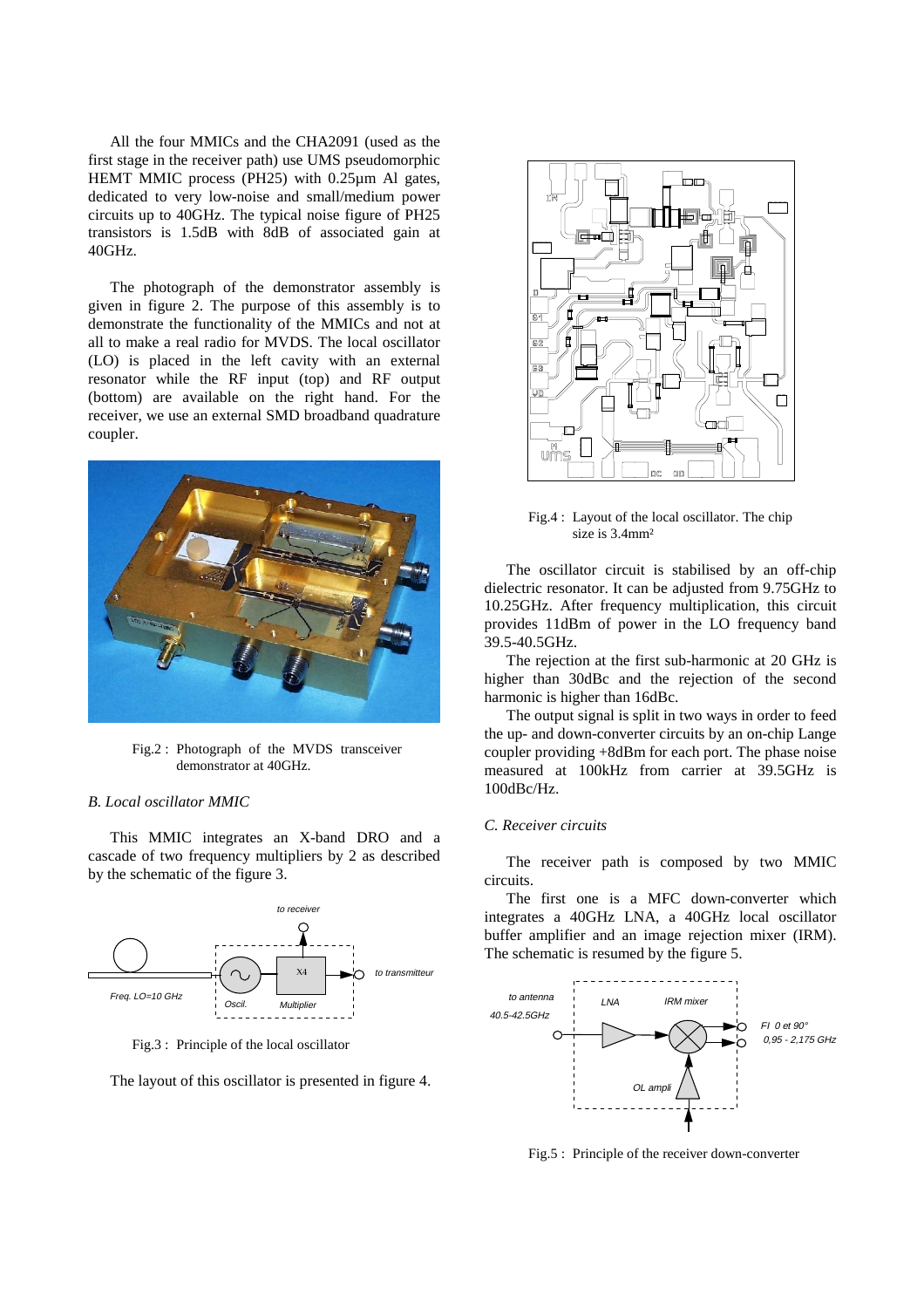All the four MMICs and the CHA2091 (used as the first stage in the receiver path) use UMS pseudomorphic HEMT MMIC process (PH25) with 0.25µm Al gates, dedicated to very low-noise and small/medium power circuits up to 40GHz. The typical noise figure of PH25 transistors is 1.5dB with 8dB of associated gain at 40GHz.

The photograph of the demonstrator assembly is given in figure 2. The purpose of this assembly is to demonstrate the functionality of the MMICs and not at all to make a real radio for MVDS. The local oscillator (LO) is placed in the left cavity with an external resonator while the RF input (top) and RF output (bottom) are available on the right hand. For the receiver, we use an external SMD broadband quadrature coupler.

Fig.2 : Photograph of the MVDS transceiver demonstrator at 40GHz.

*B. Local oscillator MMIC*

This MMIC integrates an X-band DRO and a cascade of two frequency multipliers by 2 as described by the schematic of the figure 3.

Fig.3 : Principle of the local oscillator

The layout of this oscillator is presented in figure 4.

Fig.4 : Layout of the local oscillator. The chip size is 3.4mm²

The oscillator circuit is stabilised by an off-chip dielectric resonator. It can be adjusted from 9.75GHz to 10.25GHz. After frequency multiplication, this circuit provides 11dBm of power in the LO frequency band 39.5-40.5GHz.

The rejection at the first sub-harmonic at 20 GHz is higher than 30dBc and the rejection of the second harmonic is higher than 16dBc.

The output signal is split in two ways in order to feed the up- and down-converter circuits by an on-chip Lange coupler providing +8dBm for each port. The phase noise measured at 100kHz from carrier at 39.5GHz is 100dBc/Hz.

*C. Receiver circuits*

The receiver path is composed by two MMIC circuits.

The first one is a MFC down-converter which integrates a 40GHz LNA, a 40GHz local oscillator buffer amplifier and an image rejection mixer (IRM). The schematic is resumed by the figure 5.

Fig.5 : Principle of the receiver down-converter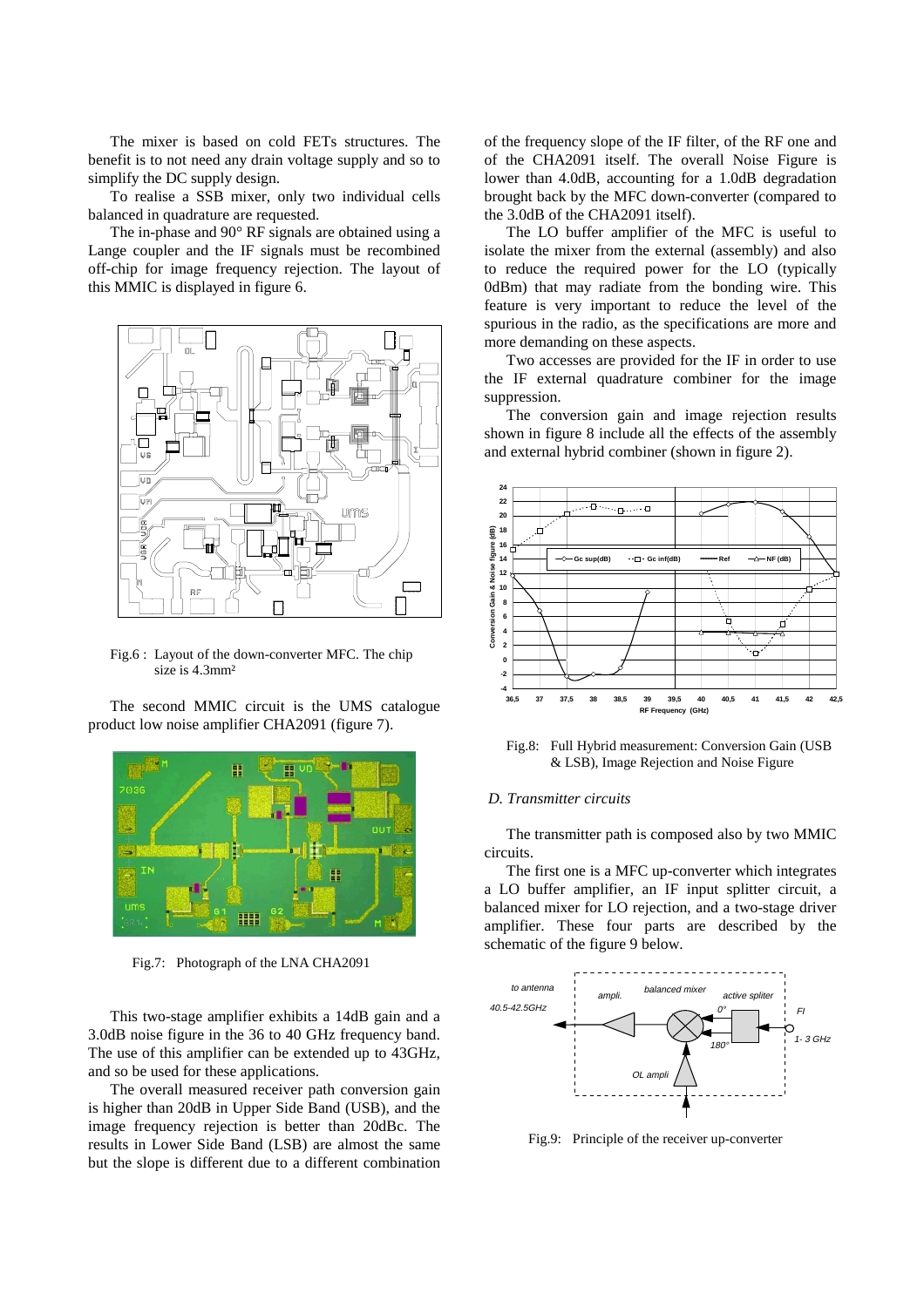The mixer is based on cold FETs structures. The benefit is to not need any drain voltage supply and so to simplify the DC supply design.

To realise a SSB mixer, only two individual cells balanced in quadrature are requested.

The in-phase and 90° RF signals are obtained using a Lange coupler and the IF signals must be recombined off-chip for image frequency rejection. The layout of this MMIC is displayed in figure 6.

Fig.6 : Layout of the down-converter MFC. The chip size is 4.3mm²

The second MMIC circuit is the UMS catalogue product low noise amplifier CHA2091 (figure 7).

Fig.7: Photograph of the LNA CHA2091

This two-stage amplifier exhibits a 14dB gain and a 3.0dB noise figure in the 36 to 40 GHz frequency band. The use of this amplifier can be extended up to 43GHz, and so be used for these applications.

The overall measured receiver path conversion gain is higher than 20dB in Upper Side Band (USB), and the image frequency rejection is better than 20dBc. The results in Lower Side Band (LSB) are almost the same but the slope is different due to a different combination of the frequency slope of the IF filter, of the RF one and of the CHA2091 itself. The overall Noise Figure is lower than 4.0dB, accounting for a 1.0dB degradation brought back by the MFC down-converter (compared to the 3.0dB of the CHA2091 itself).

The LO buffer amplifier of the MFC is useful to isolate the mixer from the external (assembly) and also to reduce the required power for the LO (typically 0dBm) that may radiate from the bonding wire. This feature is very important to reduce the level of the spurious in the radio, as the specifications are more and more demanding on these aspects.

Two accesses are provided for the IF in order to use the IF external quadrature combiner for the image suppression.

The conversion gain and image rejection results shown in figure 8 include all the effects of the assembly and external hybrid combiner (shown in figure 2).

Fig.8: Full Hybrid measurement: Conversion Gain (USB & LSB), Image Rejection and Noise Figure

### D. Transmitter circuits

The transmitter path is composed also by two MMIC circuits.

The first one is a MFC up-converter which integrates a LO buffer amplifier, an IF input splitter circuit, a balanced mixer for LO rejection, and a two-stage driver amplifier. These four parts are described by the schematic of the figure 9 below.

Fig.9: Principle of the receiver up-converter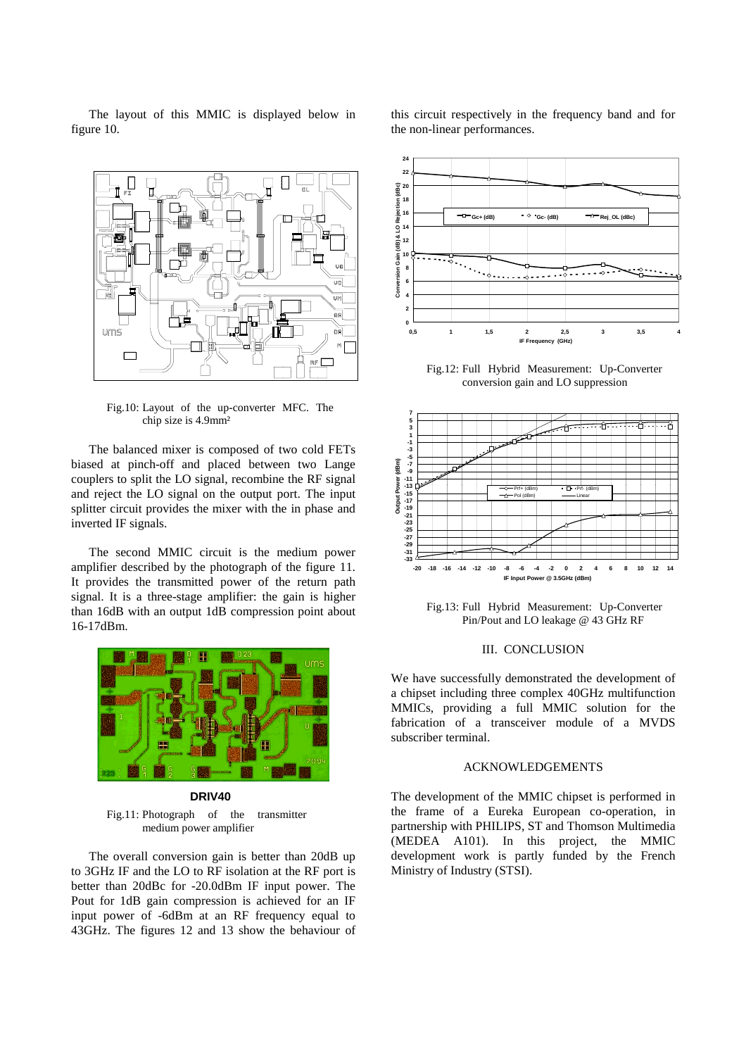The layout of this MMIC is displayed below in figure 10.

FI
OL
VG
VD
VM
GR
DR
M
RF
ums

Fig.10: Layout of the up-converter MFC. The chip size is 4.9mm²

The balanced mixer is composed of two cold FETs biased at pinch-off and placed between two Lange couplers to split the LO signal, recombine the RF signal and reject the LO signal on the output port. The input splitter circuit provides the mixer with the in phase and inverted IF signals.

The second MMIC circuit is the medium power amplifier described by the photograph of the figure 11. It provides the transmitted power of the return path signal. It is a three-stage amplifier: the gain is higher than 16dB with an output 1dB compression point about 16-17dBm.

DRIV40

Fig.11: Photograph of the transmitter medium power amplifier

The overall conversion gain is better than 20dB up to 3GHz IF and the LO to RF isolation at the RF port is better than 20dBc for -20.0dBm IF input power. The Pout for 1dB gain compression is achieved for an IF input power of -6dBm at an RF frequency equal to 43GHz. The figures 12 and 13 show the behaviour of this circuit respectively in the frequency band and for the non-linear performances.

Conversion Gain (dB) & LO Rejection (dBc)
24
22
20
18
16
14
12
10
8
6
4
2
0
0,5
1
1,5
2
2,5
3
3,5
4
IF Frequency (GHz)
Gc+ (dB)
Gc- (dB)
Rej_OL (dBc)

Fig.12: Full Hybrid Measurement: Up-Converter conversion gain and LO suppression

Output Power (dBm)
7
5
3
1
-1
-3
-5
-7
-9
-11
-13
-15
-17
-19
-21
-23
-25
-27
-29
-31
-33
-20 -18 -16 -14 -12 -10 -8 -6 -4 -2 0 2 4 6 8 10 12 14
IF Input Power @ 3.5GHz (dBm)
Prf+ (dBm)
Prf- (dBm)
Pol (dBm)
Linear

Fig.13: Full Hybrid Measurement: Up-Converter Pin/Pout and LO leakage @ 43 GHz RF

## III. CONCLUSION

We have successfully demonstrated the development of a chipset including three complex 40GHz multifunction MMICs, providing a full MMIC solution for the fabrication of a transceiver module of a MVDS subscriber terminal.

## ACKNOWLEDGEMENTS

The development of the MMIC chipset is performed in the frame of a Eureka European co-operation, in partnership with PHILIPS, ST and Thomson Multimedia (MEDEA A101). In this project, the MMIC development work is partly funded by the French Ministry of Industry (STSI).